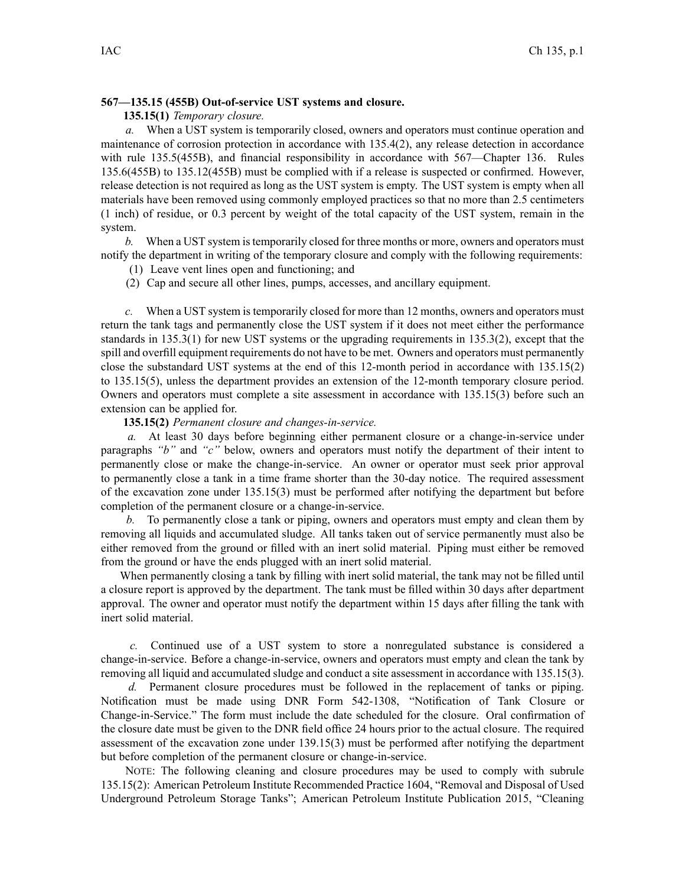**567—135.15 (455B) Out-of-service UST systems and closure.**

**135.15(1)** *Temporary closure.*

*a.* When a UST system is temporarily closed, owners and operators must continue operation and maintenance of corrosion protection in accordance with 135.4(2), any release detection in accordance with rule 135.5(455B), and financial responsibility in accordance with 567—Chapter 136. Rules 135.6(455B) to 135.12(455B) must be complied with if a release is suspected or confirmed. However, release detection is not required as long as the UST system is empty. The UST system is empty when all materials have been removed using commonly employed practices so that no more than 2.5 centimeters (1 inch) of residue, or 0.3 percent by weight of the total capacity of the UST system, remain in the system.

*b.* When a UST system is temporarily closed for three months or more, owners and operators must notify the department in writing of the temporary closure and comply with the following requirements:

(1) Leave vent lines open and functioning; and

(2) Cap and secure all other lines, pumps, accesses, and ancillary equipment.

*c.* When a UST system is temporarily closed for more than 12 months, owners and operators must return the tank tags and permanently close the UST system if it does not meet either the performance standards in 135.3(1) for new UST systems or the upgrading requirements in 135.3(2), except that the spill and overfill equipment requirements do not have to be met. Owners and operators must permanently close the substandard UST systems at the end of this 12-month period in accordance with 135.15(2) to 135.15(5), unless the department provides an extension of the 12-month temporary closure period. Owners and operators must complete a site assessment in accordance with 135.15(3) before such an extension can be applied for.

**135.15(2)** *Permanent closure and changes-in-service.*

*a.* At least 30 days before beginning either permanent closure or a change-in-service under paragraphs *"b"* and *"c"* below, owners and operators must notify the department of their intent to permanently close or make the change-in-service. An owner or operator must seek prior approval to permanently close a tank in a time frame shorter than the 30-day notice. The required assessment of the excavation zone under 135.15(3) must be performed after notifying the department but before completion of the permanent closure or a change-in-service.

*b.* To permanently close a tank or piping, owners and operators must empty and clean them by removing all liquids and accumulated sludge. All tanks taken out of service permanently must also be either removed from the ground or filled with an inert solid material. Piping must either be removed from the ground or have the ends plugged with an inert solid material.

When permanently closing a tank by filling with inert solid material, the tank may not be filled until a closure report is approved by the department. The tank must be filled within 30 days after department approval. The owner and operator must notify the department within 15 days after filling the tank with inert solid material.

*c.* Continued use of a UST system to store a nonregulated substance is considered a change-in-service. Before a change-in-service, owners and operators must empty and clean the tank by removing all liquid and accumulated sludge and conduct a site assessment in accordance with 135.15(3).

*d.* Permanent closure procedures must be followed in the replacement of tanks or piping. Notification must be made using DNR Form 542-1308, "Notification of Tank Closure or Change-in-Service." The form must include the date scheduled for the closure. Oral confirmation of the closure date must be given to the DNR field office 24 hours prior to the actual closure. The required assessment of the excavation zone under 139.15(3) must be performed after notifying the department but before completion of the permanent closure or change-in-service.

NOTE: The following cleaning and closure procedures may be used to comply with subrule 135.15(2): American Petroleum Institute Recommended Practice 1604, "Removal and Disposal of Used Underground Petroleum Storage Tanks"; American Petroleum Institute Publication 2015, "Cleaning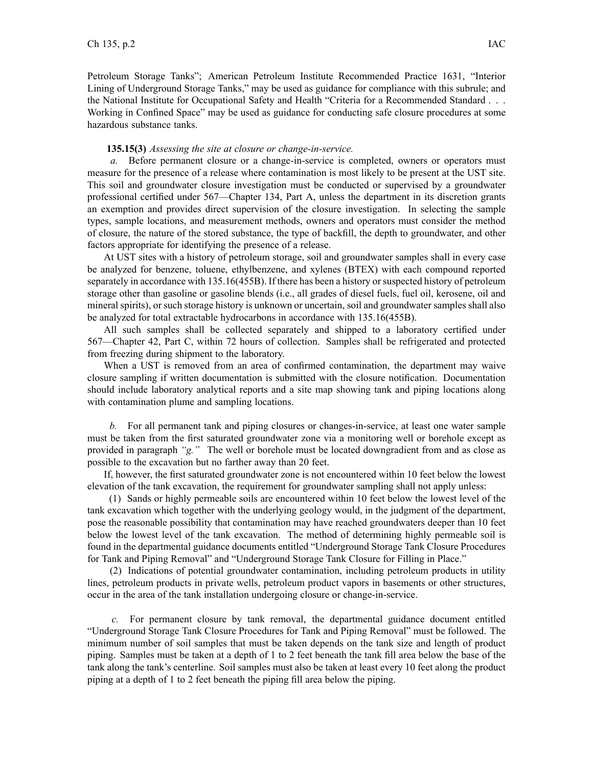Petroleum Storage Tanks"; American Petroleum Institute Recommended Practice 1631, "Interior Lining of Underground Storage Tanks," may be used as guidance for compliance with this subrule; and the National Institute for Occupational Safety and Health "Criteria for a Recommended Standard . . . Working in Confined Space" may be used as guidance for conducting safe closure procedures at some hazardous substance tanks.

**135.15(3)** *Assessing the site at closure or change-in-service.*

*a.* Before permanent closure or a change-in-service is completed, owners or operators must measure for the presence of a release where contamination is most likely to be present at the UST site. This soil and groundwater closure investigation must be conducted or supervised by a groundwater professional certified under 567—Chapter 134, Part A, unless the department in its discretion grants an exemption and provides direct supervision of the closure investigation. In selecting the sample types, sample locations, and measurement methods, owners and operators must consider the method of closure, the nature of the stored substance, the type of backfill, the depth to groundwater, and other factors appropriate for identifying the presence of a release.

At UST sites with a history of petroleum storage, soil and groundwater samples shall in every case be analyzed for benzene, toluene, ethylbenzene, and xylenes (BTEX) with each compound reported separately in accordance with 135.16(455B). If there has been a history or suspected history of petroleum storage other than gasoline or gasoline blends (i.e., all grades of diesel fuels, fuel oil, kerosene, oil and mineral spirits), or such storage history is unknown or uncertain, soil and groundwater samples shall also be analyzed for total extractable hydrocarbons in accordance with 135.16(455B).

All such samples shall be collected separately and shipped to a laboratory certified under 567—Chapter 42, Part C, within 72 hours of collection. Samples shall be refrigerated and protected from freezing during shipment to the laboratory.

When a UST is removed from an area of confirmed contamination, the department may waive closure sampling if written documentation is submitted with the closure notification. Documentation should include laboratory analytical reports and a site map showing tank and piping locations along with contamination plume and sampling locations.

*b.* For all permanent tank and piping closures or changes-in-service, at least one water sample must be taken from the first saturated groundwater zone via a monitoring well or borehole except as provided in paragraph *"g."* The well or borehole must be located downgradient from and as close as possible to the excavation but no farther away than 20 feet.

If, however, the first saturated groundwater zone is not encountered within 10 feet below the lowest elevation of the tank excavation, the requirement for groundwater sampling shall not apply unless:

(1) Sands or highly permeable soils are encountered within 10 feet below the lowest level of the tank excavation which together with the underlying geology would, in the judgment of the department, pose the reasonable possibility that contamination may have reached groundwaters deeper than 10 feet below the lowest level of the tank excavation. The method of determining highly permeable soil is found in the departmental guidance documents entitled "Underground Storage Tank Closure Procedures for Tank and Piping Removal" and "Underground Storage Tank Closure for Filling in Place."

(2) Indications of potential groundwater contamination, including petroleum products in utility lines, petroleum products in private wells, petroleum product vapors in basements or other structures, occur in the area of the tank installation undergoing closure or change-in-service.

*c.* For permanent closure by tank removal, the departmental guidance document entitled "Underground Storage Tank Closure Procedures for Tank and Piping Removal" must be followed. The minimum number of soil samples that must be taken depends on the tank size and length of product piping. Samples must be taken at a depth of 1 to 2 feet beneath the tank fill area below the base of the tank along the tank's centerline. Soil samples must also be taken at least every 10 feet along the product piping at a depth of 1 to 2 feet beneath the piping fill area below the piping.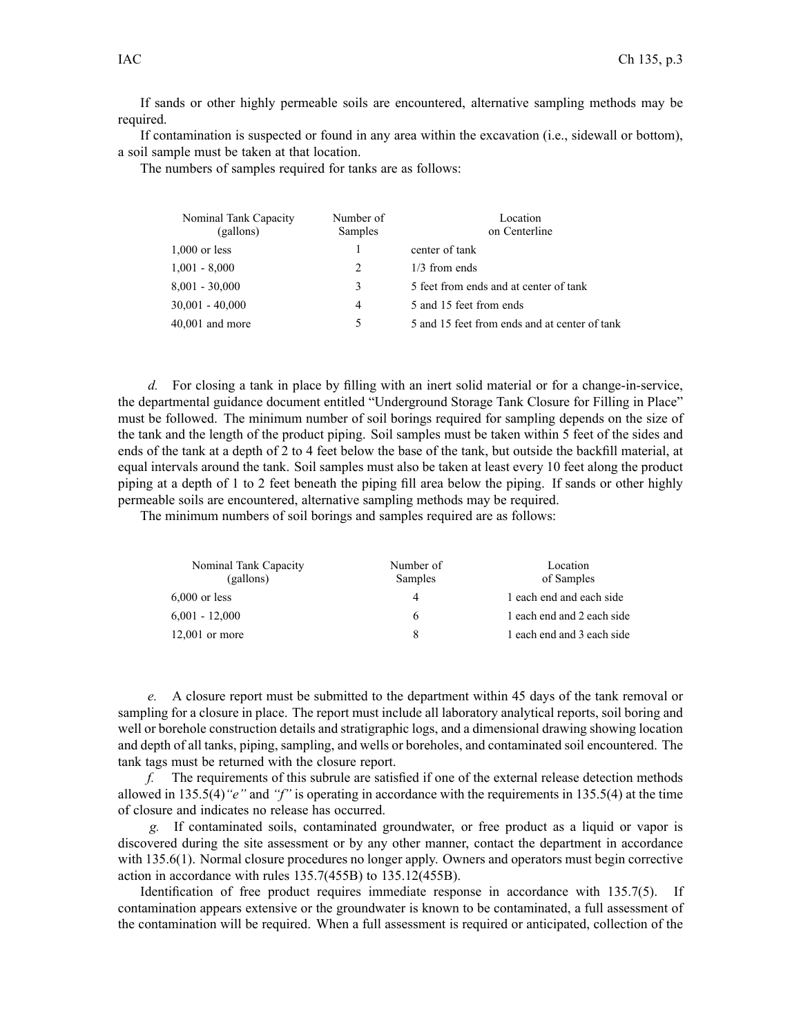If sands or other highly permeable soils are encountered, alternative sampling methods may be required.

If contamination is suspected or found in any area within the excavation (i.e., sidewall or bottom), a soil sample must be taken at that location.

The numbers of samples required for tanks are as follows:

| Nominal Tank Capacity (gallons) | Number of Samples | Location on Centerline |
|---|---|---|
| 1,000 or less | 1 | center of tank |
| 1,001 - 8,000 | 2 | 1/3 from ends |
| 8,001 - 30,000 | 3 | 5 feet from ends and at center of tank |
| 30,001 - 40,000 | 4 | 5 and 15 feet from ends |
| 40,001 and more | 5 | 5 and 15 feet from ends and at center of tank |

*d.* For closing a tank in place by filling with an inert solid material or for a change-in-service, the departmental guidance document entitled "Underground Storage Tank Closure for Filling in Place" must be followed. The minimum number of soil borings required for sampling depends on the size of the tank and the length of the product piping. Soil samples must be taken within 5 feet of the sides and ends of the tank at a depth of 2 to 4 feet below the base of the tank, but outside the backfill material, at equal intervals around the tank. Soil samples must also be taken at least every 10 feet along the product piping at a depth of 1 to 2 feet beneath the piping fill area below the piping. If sands or other highly permeable soils are encountered, alternative sampling methods may be required.

The minimum numbers of soil borings and samples required are as follows:

| Nominal Tank Capacity (gallons) | Number of Samples | Location of Samples |
|---|---|---|
| 6,000 or less | 4 | 1 each end and each side |
| 6,001 - 12,000 | 6 | 1 each end and 2 each side |
| 12,001 or more | 8 | 1 each end and 3 each side |

*e.* A closure report must be submitted to the department within 45 days of the tank removal or sampling for a closure in place. The report must include all laboratory analytical reports, soil boring and well or borehole construction details and stratigraphic logs, and a dimensional drawing showing location and depth of all tanks, piping, sampling, and wells or boreholes, and contaminated soil encountered. The tank tags must be returned with the closure report.

*f.* The requirements of this subrule are satisfied if one of the external release detection methods allowed in 135.5(4)*"e"* and *"f"* is operating in accordance with the requirements in 135.5(4) at the time of closure and indicates no release has occurred.

*g.* If contaminated soils, contaminated groundwater, or free product as a liquid or vapor is discovered during the site assessment or by any other manner, contact the department in accordance with 135.6(1). Normal closure procedures no longer apply. Owners and operators must begin corrective action in accordance with rules 135.7(455B) to 135.12(455B).

Identification of free product requires immediate response in accordance with 135.7(5). If contamination appears extensive or the groundwater is known to be contaminated, a full assessment of the contamination will be required. When a full assessment is required or anticipated, collection of the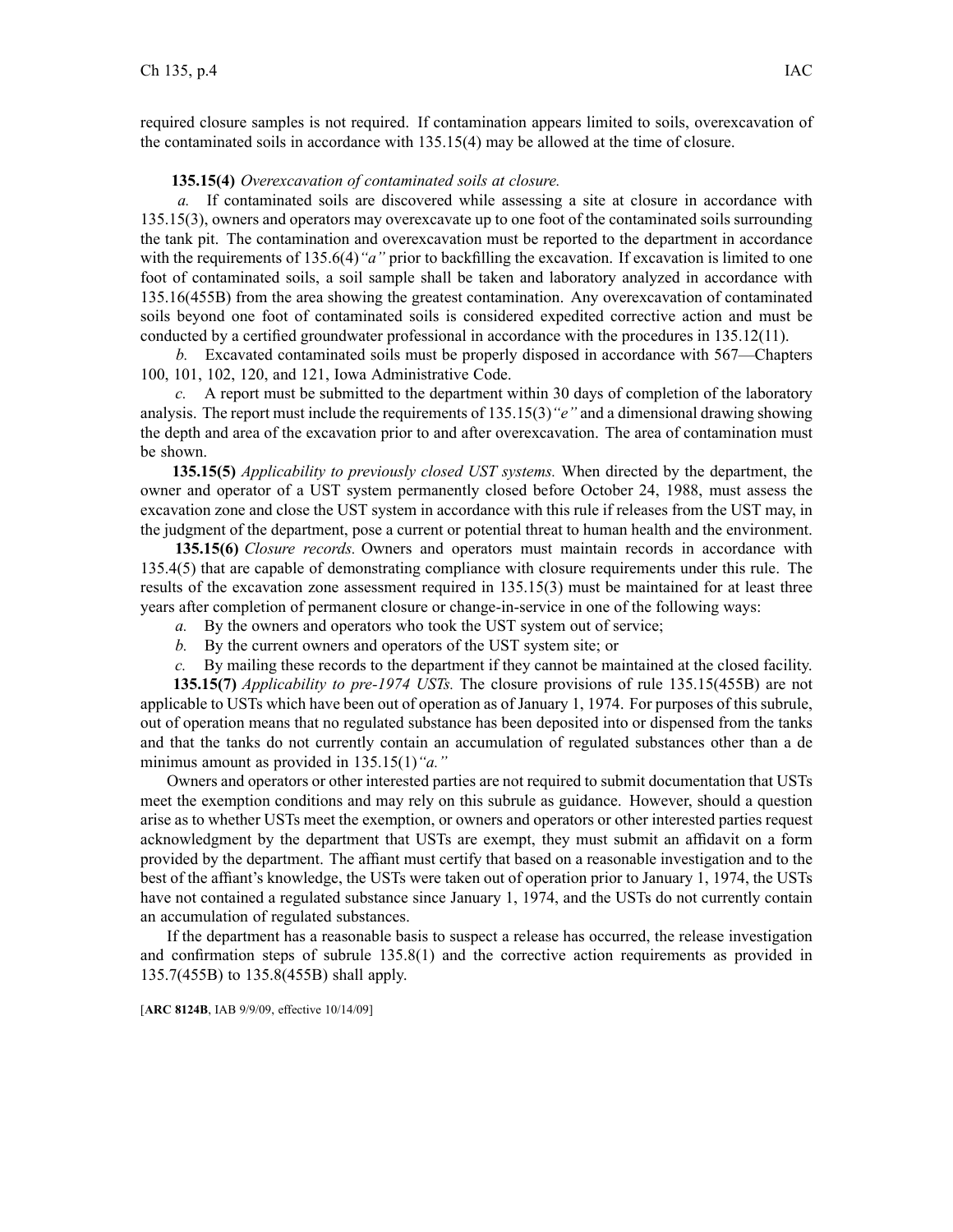required closure samples is not required. If contamination appears limited to soils, overexcavation of the contaminated soils in accordance with 135.15(4) may be allowed at the time of closure.

**135.15(4)** *Overexcavation of contaminated soils at closure.*

*a.* If contaminated soils are discovered while assessing a site at closure in accordance with 135.15(3), owners and operators may overexcavate up to one foot of the contaminated soils surrounding the tank pit. The contamination and overexcavation must be reported to the department in accordance with the requirements of 135.6(4)*"a"* prior to backfilling the excavation. If excavation is limited to one foot of contaminated soils, a soil sample shall be taken and laboratory analyzed in accordance with 135.16(455B) from the area showing the greatest contamination. Any overexcavation of contaminated soils beyond one foot of contaminated soils is considered expedited corrective action and must be conducted by a certified groundwater professional in accordance with the procedures in 135.12(11).

*b.* Excavated contaminated soils must be properly disposed in accordance with 567—Chapters 100, 101, 102, 120, and 121, Iowa Administrative Code.

*c.* A report must be submitted to the department within 30 days of completion of the laboratory analysis. The report must include the requirements of 135.15(3)*"e"* and a dimensional drawing showing the depth and area of the excavation prior to and after overexcavation. The area of contamination must be shown.

**135.15(5)** *Applicability to previously closed UST systems.* When directed by the department, the owner and operator of a UST system permanently closed before October 24, 1988, must assess the excavation zone and close the UST system in accordance with this rule if releases from the UST may, in the judgment of the department, pose a current or potential threat to human health and the environment.

**135.15(6)** *Closure records.* Owners and operators must maintain records in accordance with 135.4(5) that are capable of demonstrating compliance with closure requirements under this rule. The results of the excavation zone assessment required in 135.15(3) must be maintained for at least three years after completion of permanent closure or change-in-service in one of the following ways:

*a.* By the owners and operators who took the UST system out of service;

*b.* By the current owners and operators of the UST system site; or

*c.* By mailing these records to the department if they cannot be maintained at the closed facility.

**135.15(7)** *Applicability to pre-1974 USTs.* The closure provisions of rule 135.15(455B) are not applicable to USTs which have been out of operation as of January 1, 1974. For purposes of this subrule, out of operation means that no regulated substance has been deposited into or dispensed from the tanks and that the tanks do not currently contain an accumulation of regulated substances other than a de minimus amount as provided in 135.15(1)*"a."*

Owners and operators or other interested parties are not required to submit documentation that USTs meet the exemption conditions and may rely on this subrule as guidance. However, should a question arise as to whether USTs meet the exemption, or owners and operators or other interested parties request acknowledgment by the department that USTs are exempt, they must submit an affidavit on a form provided by the department. The affiant must certify that based on a reasonable investigation and to the best of the affiant's knowledge, the USTs were taken out of operation prior to January 1, 1974, the USTs have not contained a regulated substance since January 1, 1974, and the USTs do not currently contain an accumulation of regulated substances.

If the department has a reasonable basis to suspect a release has occurred, the release investigation and confirmation steps of subrule 135.8(1) and the corrective action requirements as provided in 135.7(455B) to 135.8(455B) shall apply.

[**ARC 8124B**, IAB 9/9/09, effective 10/14/09]